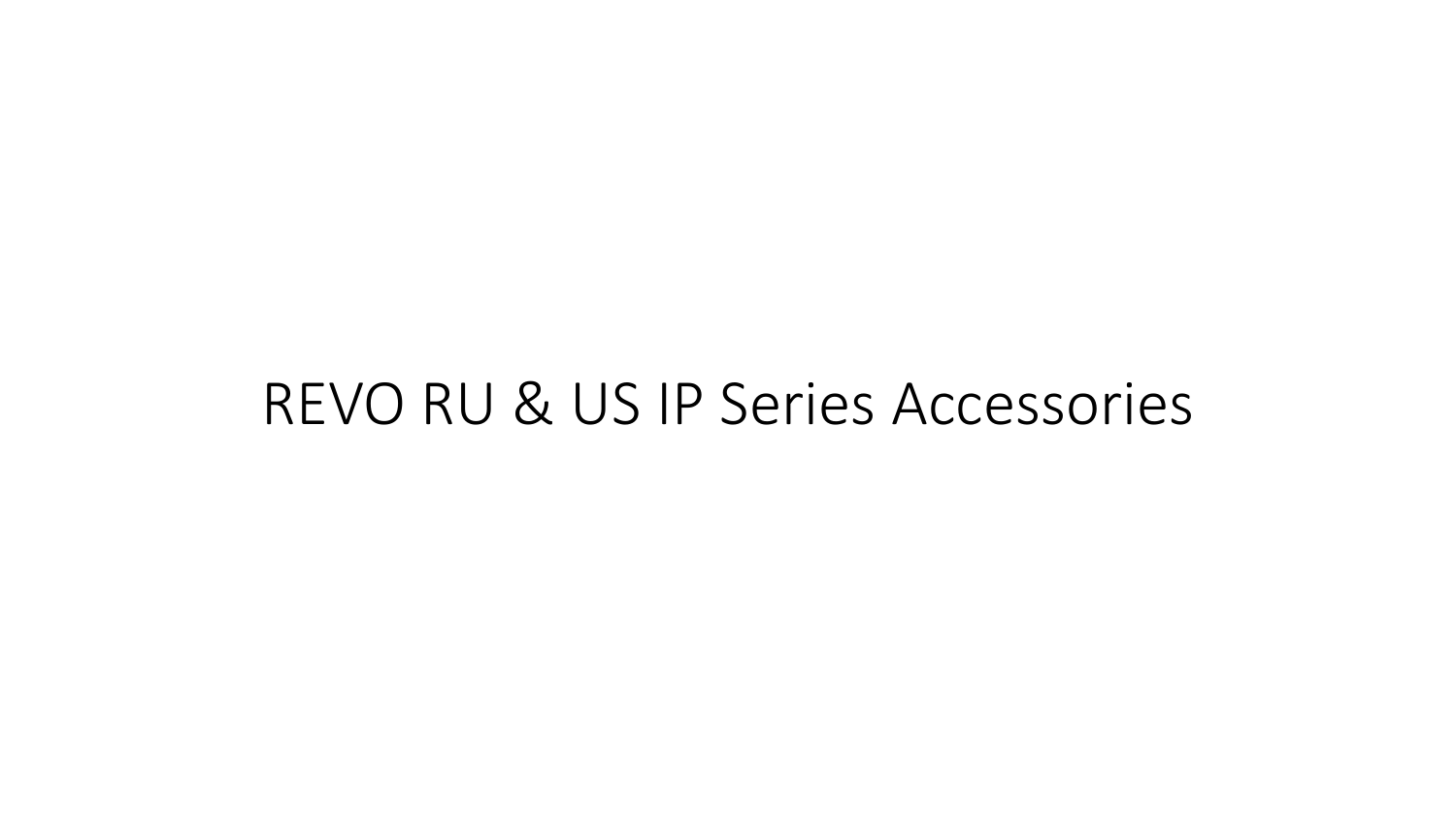# REVO RU & US IP Series Accessories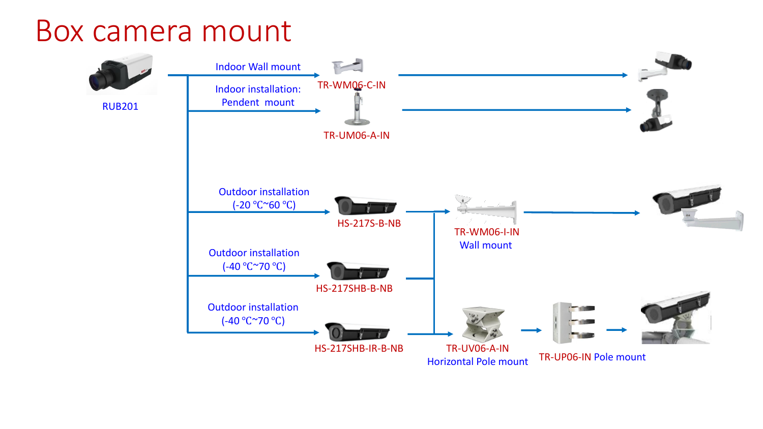# Box camera mount

RUB201

Indoor Wall mount

TR-WM06-C-IN

Indoor installation: Pendent mount

TR-UM06-A-IN

Outdoor installation (-20 ℃~60 ℃)

HS-217S-B-NB

TR-WM06-I-IN Wall mount

Outdoor installation (-40 ℃~70 ℃)

HS-217SHB-B-NB

Outdoor installation (-40 ℃~70 ℃)

HS-217SHB-IR-B-NB

TR-UV06-A-IN Horizontal Pole mount

TR-UP06-IN Pole mount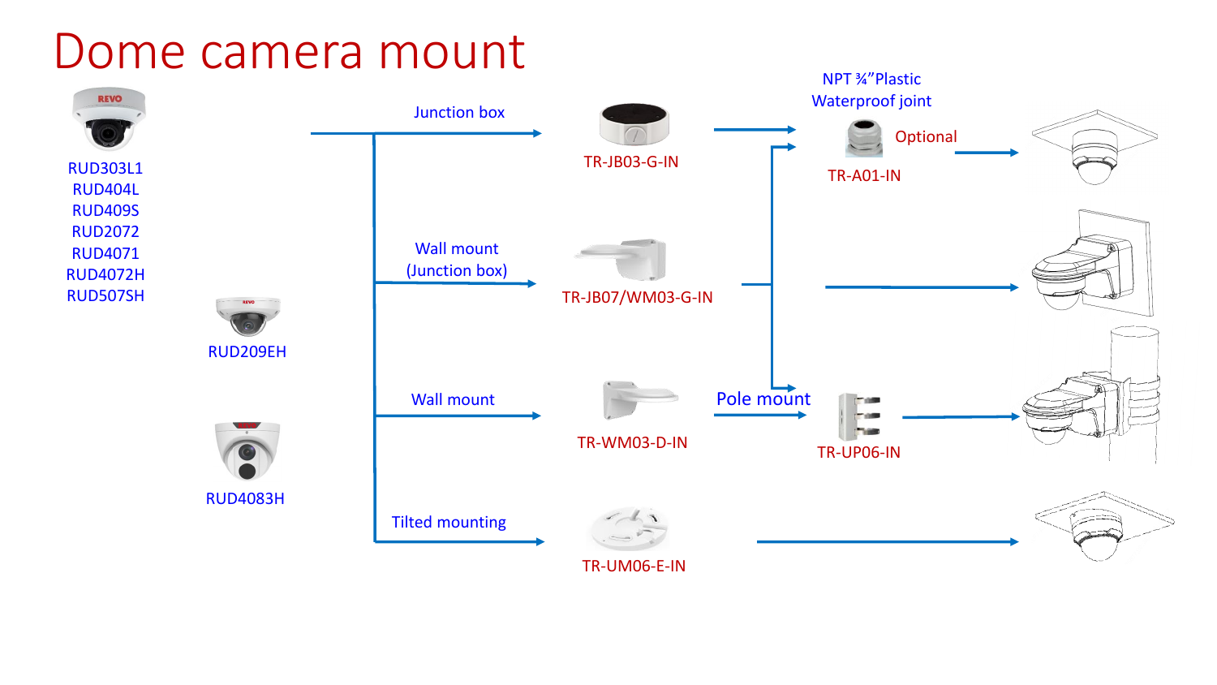# Dome camera mount

RUD303L1
RUD404L
RUD409S
RUD2072
RUD4071
RUD4072H
RUD507SH

RUD209EH

RUD4083H

Junction box

TR-JB03-G-IN

NPT ¾"Plastic Waterproof joint

Optional

TR-A01-IN

Wall mount (Junction box)

TR-JB07/WM03-G-IN

Wall mount

TR-WM03-D-IN

Pole mount

TR-UP06-IN

Tilted mounting

TR-UM06-E-IN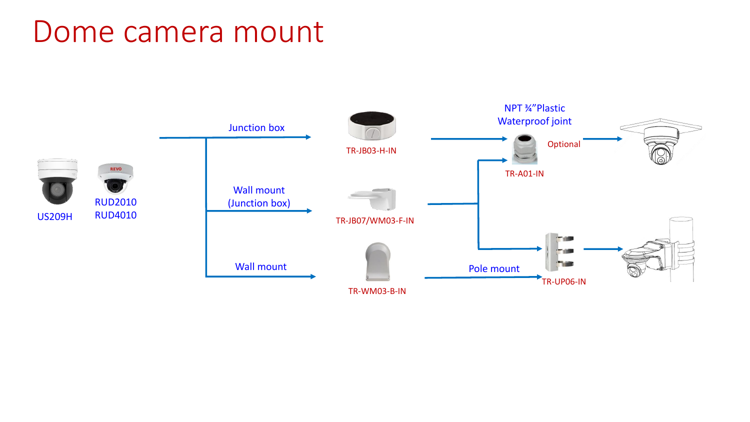# Dome camera mount

US209H

RUD2010
RUD4010

Junction box

TR-JB03-H-IN

Wall mount
(Junction box)

TR-JB07/WM03-F-IN

Wall mount

TR-WM03-B-IN

NPT ¾"Plastic
Waterproof joint

TR-A01-IN

Optional

Pole mount

TR-UP06-IN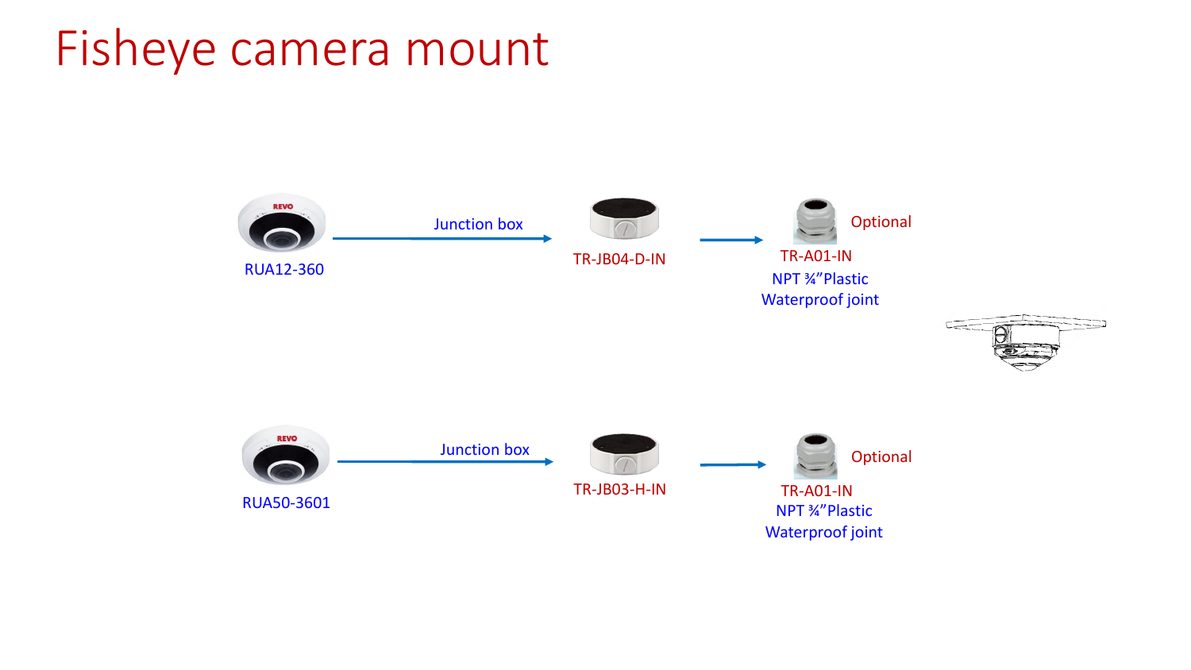# Fisheye camera mount

RUA12-360 → Junction box → TR-JB04-D-IN → TR-A01-IN (Optional)
NPT ¾"Plastic Waterproof joint

RUA50-3601 → Junction box → TR-JB03-H-IN → TR-A01-IN (Optional)
NPT ¾"Plastic Waterproof joint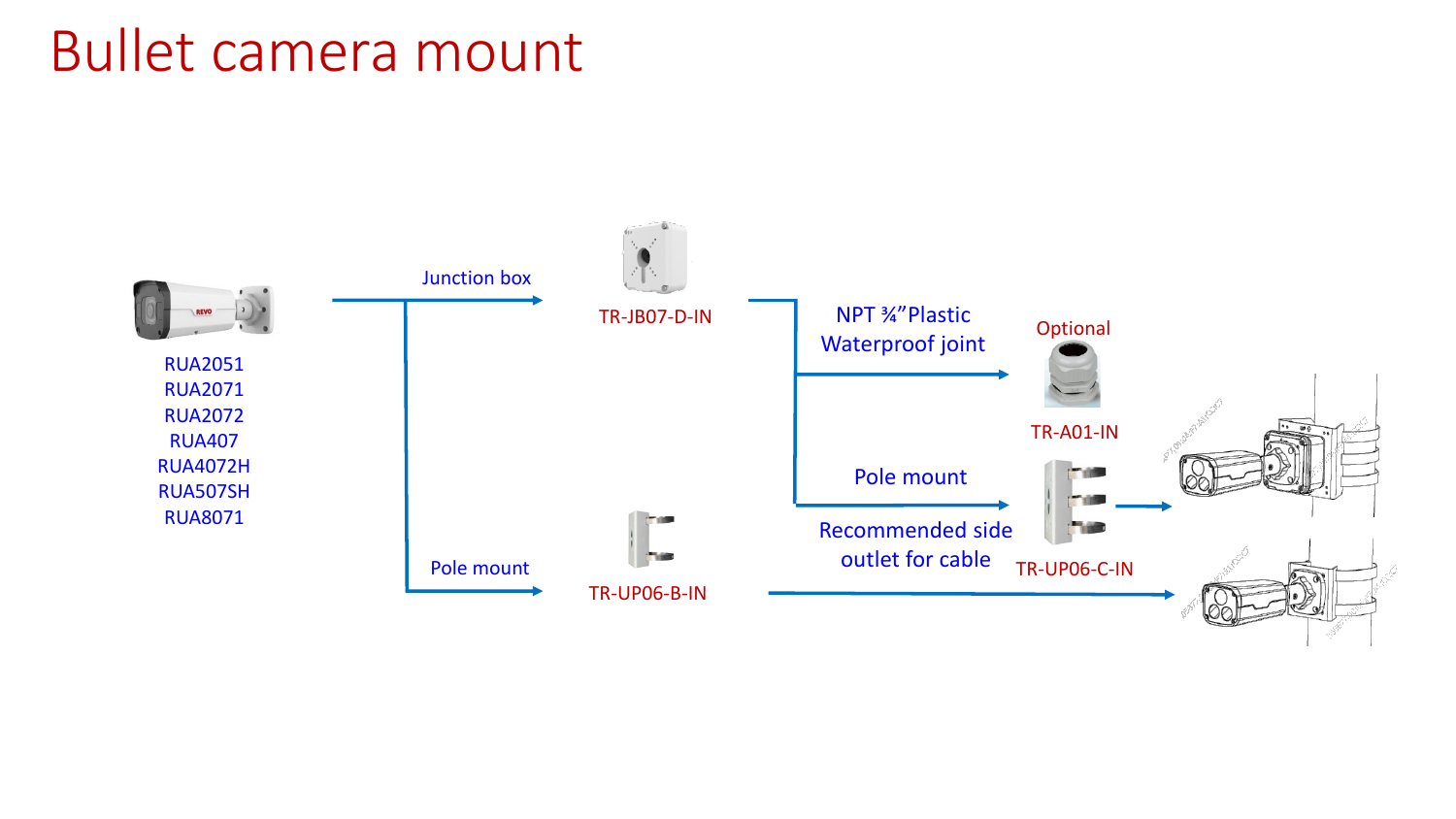# Bullet camera mount

RUA2051
RUA2071
RUA2072
RUA407
RUA4072H
RUA507SH
RUA8071

Junction box

TR-JB07-D-IN

NPT ¾"Plastic Waterproof joint

Optional

TR-A01-IN

Pole mount

Recommended side outlet for cable

TR-UP06-C-IN

Pole mount

TR-UP06-B-IN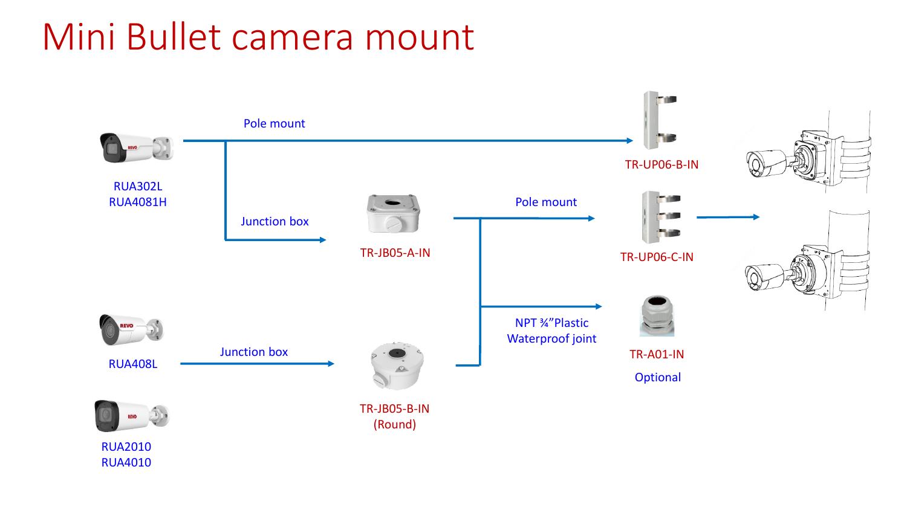# Mini Bullet camera mount

RUA302L
RUA4081H

Pole mount

TR-UP06-B-IN

Junction box

TR-JB05-A-IN

Pole mount

TR-UP06-C-IN

NPT ¾"Plastic Waterproof joint

TR-A01-IN

Optional

RUA408L

Junction box

TR-JB05-B-IN (Round)

RUA2010
RUA4010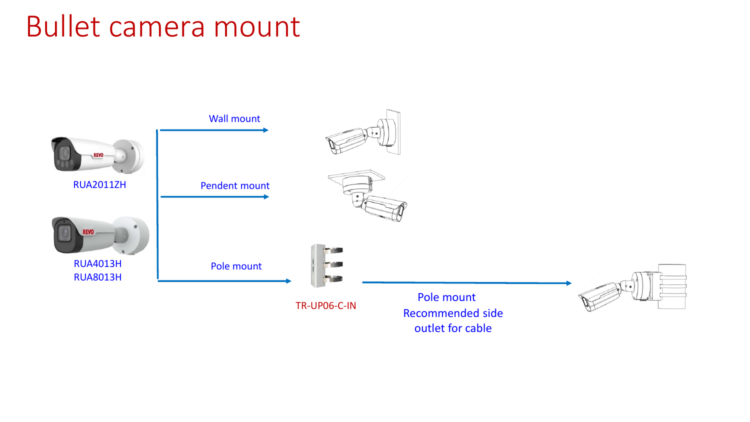# Bullet camera mount

RUA2011ZH

RUA4013H
RUA8013H

Wall mount

Pendent mount

Pole mount

TR-UP06-C-IN

Pole mount
Recommended side outlet for cable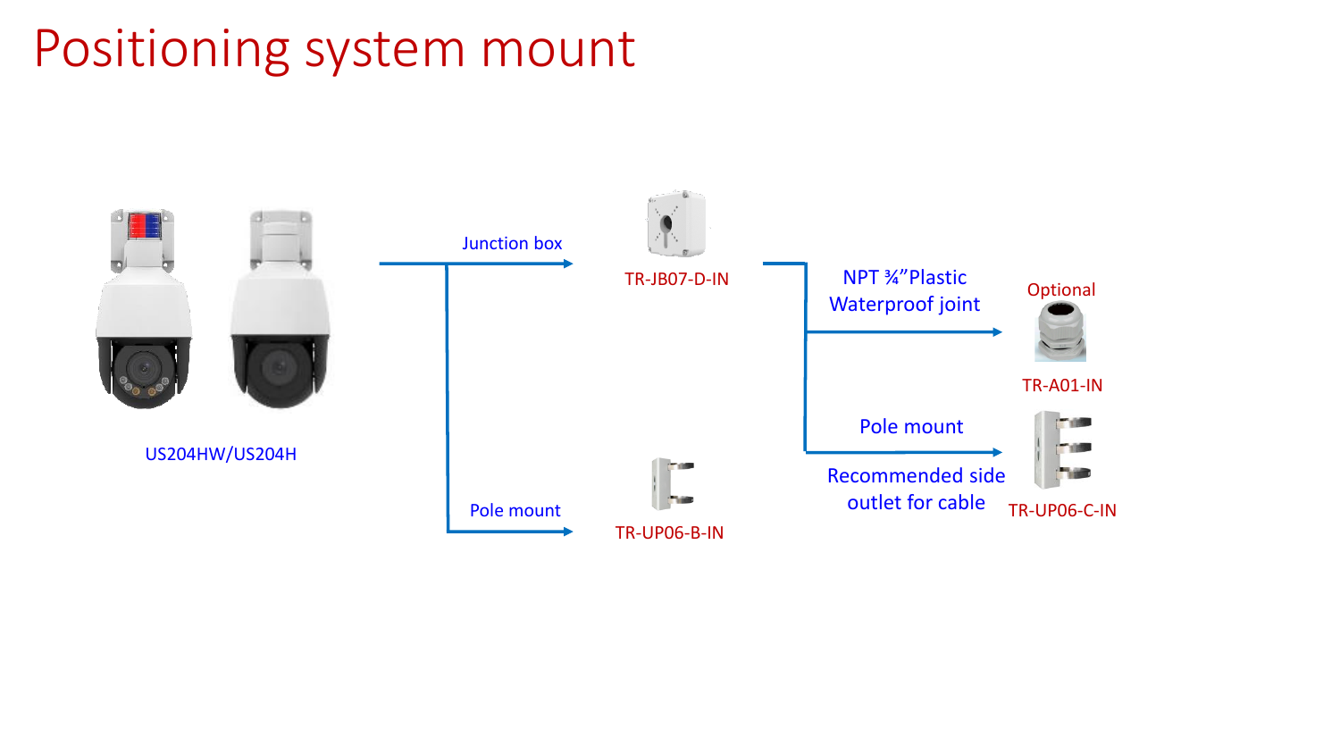# Positioning system mount

US204HW/US204H

Junction box

TR-JB07-D-IN

NPT ¾"Plastic Waterproof joint

Optional

TR-A01-IN

Pole mount

Recommended side outlet for cable

TR-UP06-C-IN

Pole mount

TR-UP06-B-IN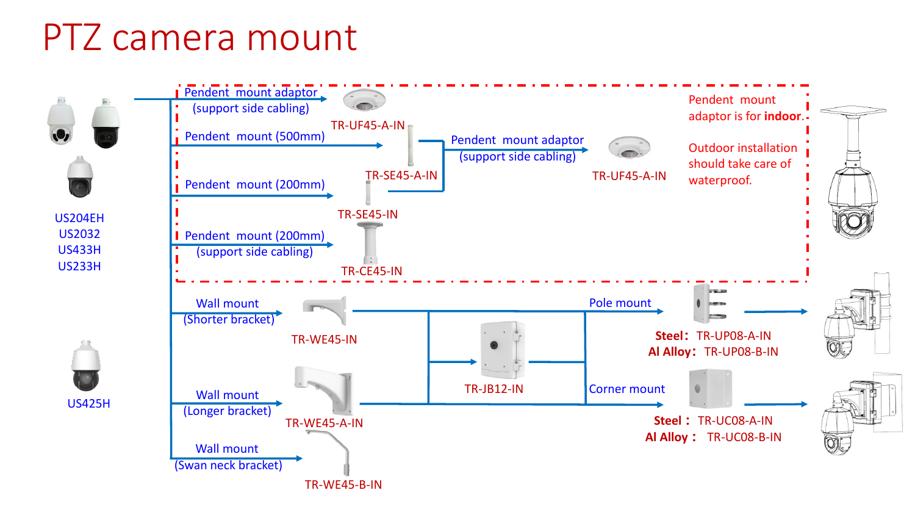# PTZ camera mount

US204EH
US2032
US433H
US233H

US425H

Pendent mount adaptor (support side cabling) → TR-UF45-A-IN

Pendent mount (500mm) → TR-SE45-A-IN

Pendent mount (200mm) → TR-SE45-IN

TR-SE45-A-IN / TR-SE45-IN → Pendent mount adaptor (support side cabling) → TR-UF45-A-IN

Pendent mount (200mm) (support side cabling) → TR-CE45-IN

Pendent mount adaptor is for **indoor**.

Outdoor installation should take care of waterproof.

Wall mount (Shorter bracket) → TR-WE45-IN

Wall mount (Longer bracket) → TR-WE45-A-IN

Wall mount (Swan neck bracket) → TR-WE45-B-IN

TR-JB12-IN

Pole mount

**Steel:** TR-UP08-A-IN
**Al Alloy:** TR-UP08-B-IN

Corner mount

**Steel:** TR-UC08-A-IN
**Al Alloy:** TR-UC08-B-IN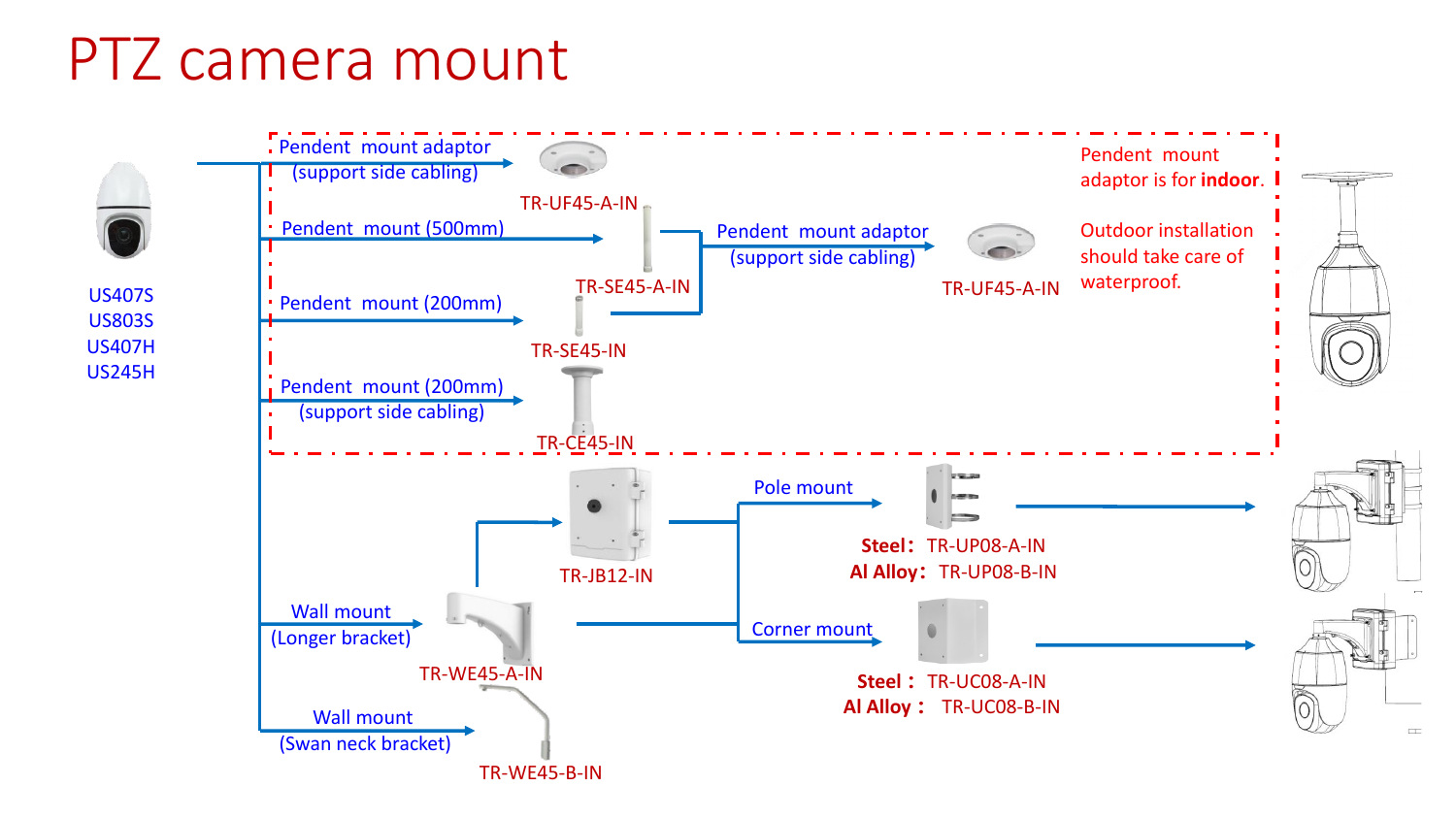# PTZ camera mount

US407S
US803S
US407H
US245H

- Pendent mount adaptor (support side cabling) → TR-UF45-A-IN
- Pendent mount (500mm) → TR-SE45-A-IN
- Pendent mount (200mm) → TR-SE45-IN
  - TR-SE45-A-IN / TR-SE45-IN → Pendent mount adaptor (support side cabling) → TR-UF45-A-IN
- Pendent mount (200mm) (support side cabling) → TR-CE45-IN

Pendent mount adaptor is for **indoor**.

Outdoor installation should take care of waterproof.

- Wall mount (Longer bracket) → TR-WE45-A-IN
  - → TR-JB12-IN
  - → Pole mount → **Steel：** TR-UP08-A-IN; **Al Alloy：** TR-UP08-B-IN
  - → Corner mount → **Steel：** TR-UC08-A-IN; **Al Alloy：** TR-UC08-B-IN
- Wall mount (Swan neck bracket) → TR-WE45-B-IN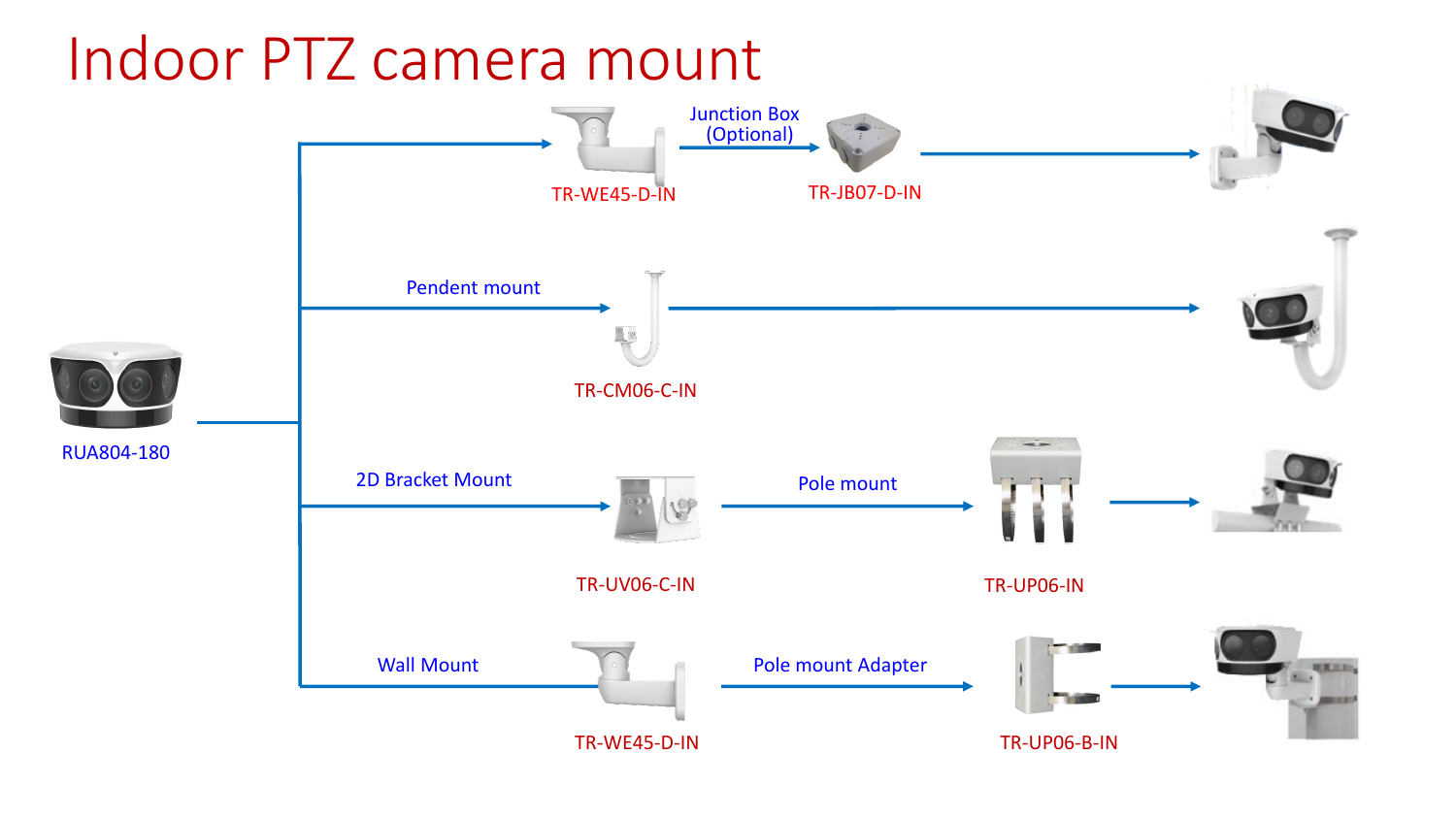# Indoor PTZ camera mount

RUA804-180

- TR-WE45-D-IN → Junction Box (Optional) → TR-JB07-D-IN
- Pendent mount → TR-CM06-C-IN
- 2D Bracket Mount → TR-UV06-C-IN → Pole mount → TR-UP06-IN
- Wall Mount → TR-WE45-D-IN → Pole mount Adapter → TR-UP06-B-IN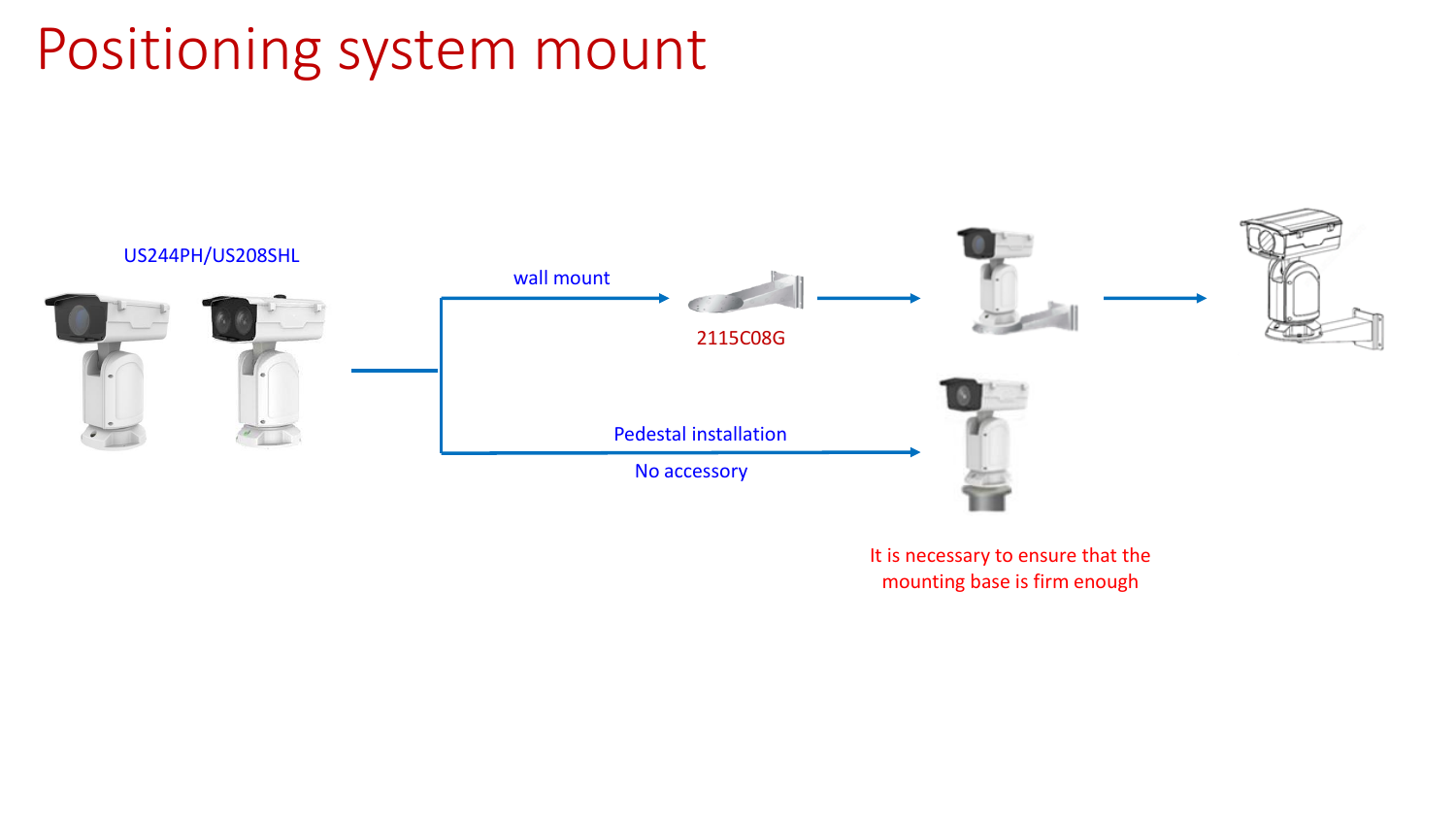# Positioning system mount

US244PH/US208SHL

wall mount

2115C08G

Pedestal installation

No accessory

It is necessary to ensure that the mounting base is firm enough